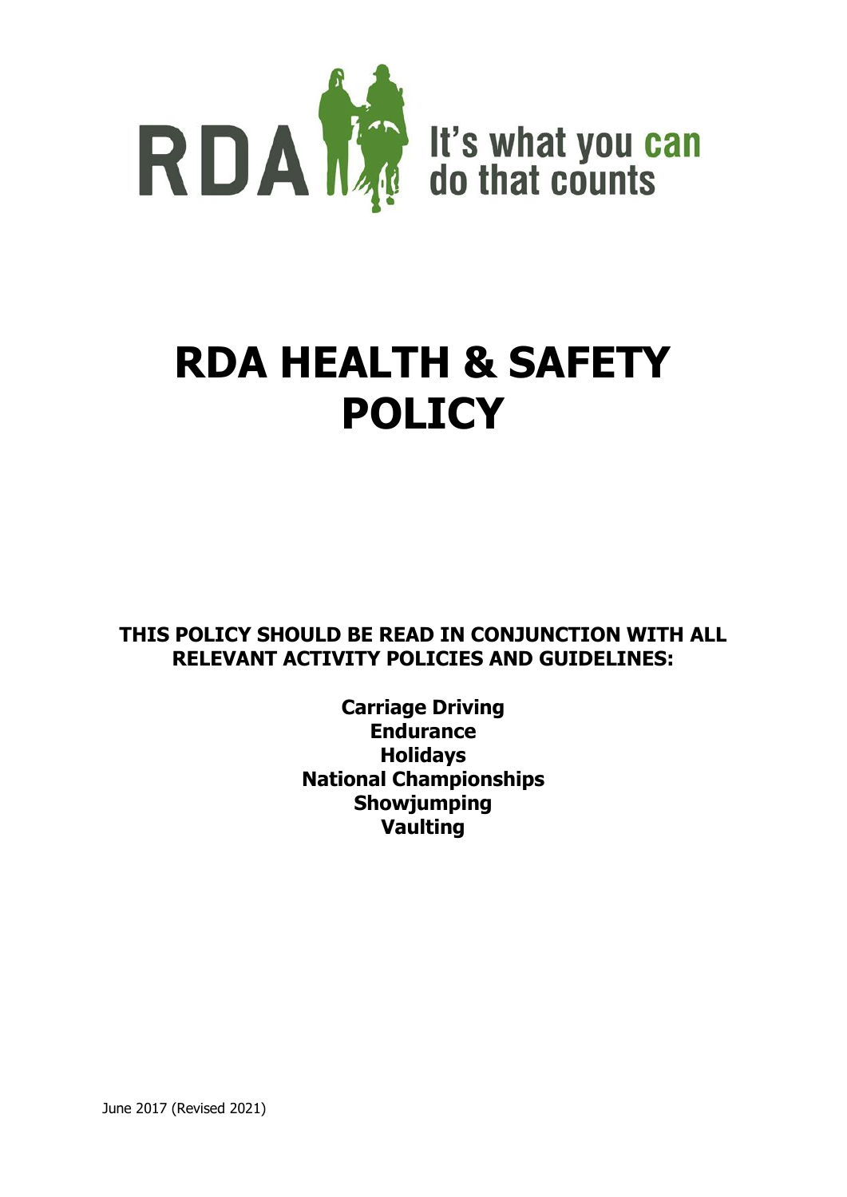RDA It's what you can do that counts

# RDA HEALTH & SAFETY POLICY

**THIS POLICY SHOULD BE READ IN CONJUNCTION WITH ALL RELEVANT ACTIVITY POLICIES AND GUIDELINES:**

**Carriage Driving**
**Endurance**
**Holidays**
**National Championships**
**Showjumping**
**Vaulting**

June 2017 (Revised 2021)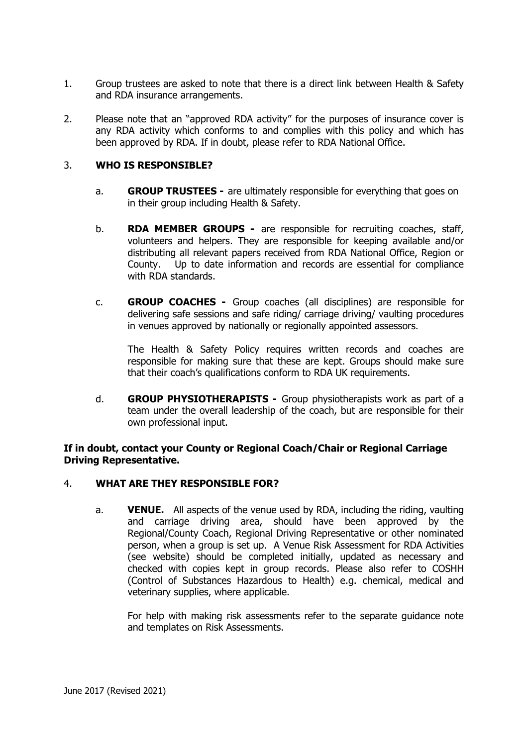1. Group trustees are asked to note that there is a direct link between Health & Safety and RDA insurance arrangements.

2. Please note that an "approved RDA activity" for the purposes of insurance cover is any RDA activity which conforms to and complies with this policy and which has been approved by RDA. If in doubt, please refer to RDA National Office.

3. **WHO IS RESPONSIBLE?**

   a. **GROUP TRUSTEES -** are ultimately responsible for everything that goes on in their group including Health & Safety.

   b. **RDA MEMBER GROUPS -** are responsible for recruiting coaches, staff, volunteers and helpers. They are responsible for keeping available and/or distributing all relevant papers received from RDA National Office, Region or County. Up to date information and records are essential for compliance with RDA standards.

   c. **GROUP COACHES -** Group coaches (all disciplines) are responsible for delivering safe sessions and safe riding/ carriage driving/ vaulting procedures in venues approved by nationally or regionally appointed assessors.

      The Health & Safety Policy requires written records and coaches are responsible for making sure that these are kept. Groups should make sure that their coach's qualifications conform to RDA UK requirements.

   d. **GROUP PHYSIOTHERAPISTS -** Group physiotherapists work as part of a team under the overall leadership of the coach, but are responsible for their own professional input.

**If in doubt, contact your County or Regional Coach/Chair or Regional Carriage Driving Representative.**

4. **WHAT ARE THEY RESPONSIBLE FOR?**

   a. **VENUE.** All aspects of the venue used by RDA, including the riding, vaulting and carriage driving area, should have been approved by the Regional/County Coach, Regional Driving Representative or other nominated person, when a group is set up. A Venue Risk Assessment for RDA Activities (see website) should be completed initially, updated as necessary and checked with copies kept in group records. Please also refer to COSHH (Control of Substances Hazardous to Health) e.g. chemical, medical and veterinary supplies, where applicable.

      For help with making risk assessments refer to the separate guidance note and templates on Risk Assessments.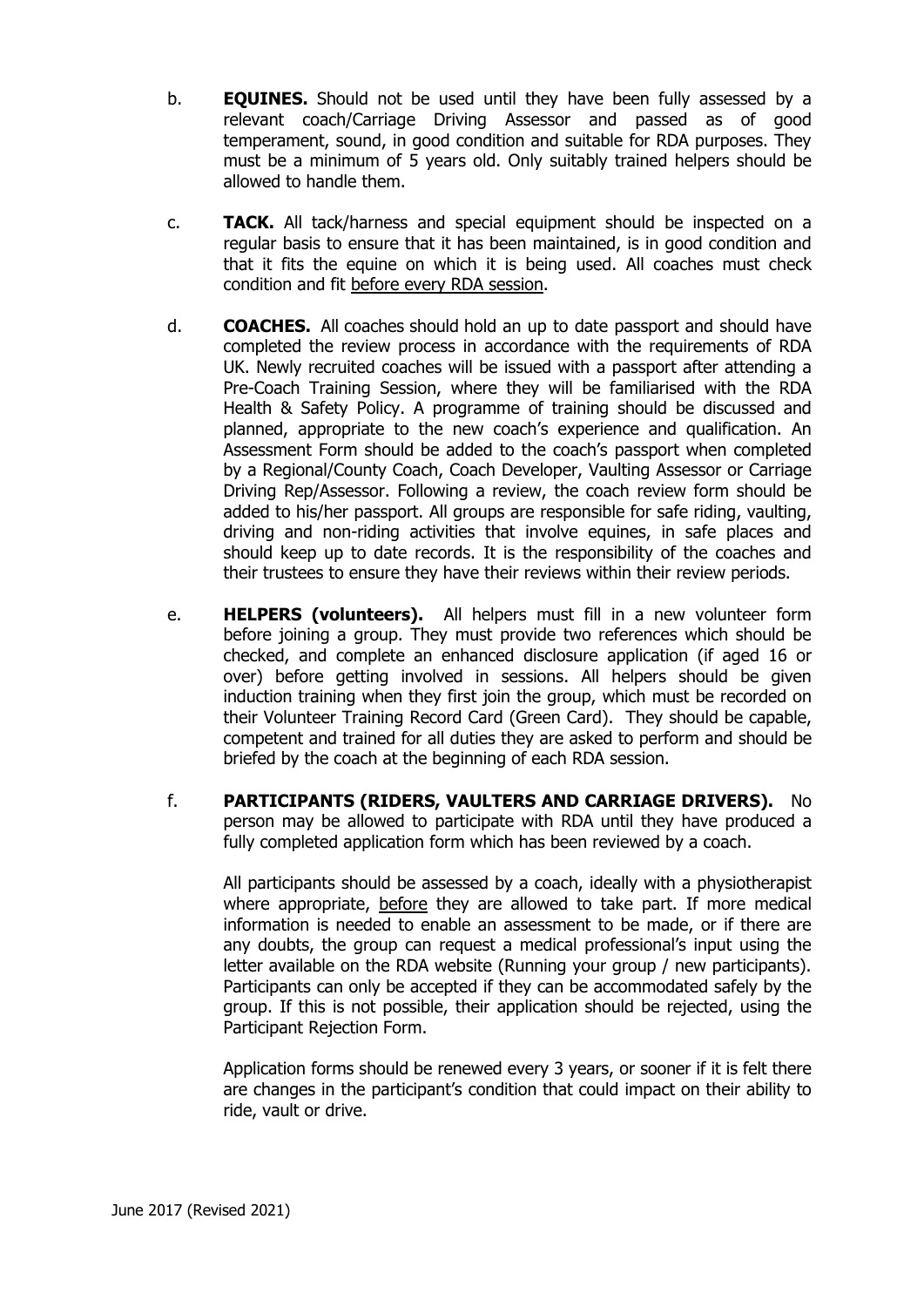b. **EQUINES.** Should not be used until they have been fully assessed by a relevant coach/Carriage Driving Assessor and passed as of good temperament, sound, in good condition and suitable for RDA purposes. They must be a minimum of 5 years old. Only suitably trained helpers should be allowed to handle them.

c. **TACK.** All tack/harness and special equipment should be inspected on a regular basis to ensure that it has been maintained, is in good condition and that it fits the equine on which it is being used. All coaches must check condition and fit <u>before every RDA session</u>.

d. **COACHES.** All coaches should hold an up to date passport and should have completed the review process in accordance with the requirements of RDA UK. Newly recruited coaches will be issued with a passport after attending a Pre-Coach Training Session, where they will be familiarised with the RDA Health & Safety Policy. A programme of training should be discussed and planned, appropriate to the new coach's experience and qualification. An Assessment Form should be added to the coach's passport when completed by a Regional/County Coach, Coach Developer, Vaulting Assessor or Carriage Driving Rep/Assessor. Following a review, the coach review form should be added to his/her passport. All groups are responsible for safe riding, vaulting, driving and non-riding activities that involve equines, in safe places and should keep up to date records. It is the responsibility of the coaches and their trustees to ensure they have their reviews within their review periods.

e. **HELPERS (volunteers).** All helpers must fill in a new volunteer form before joining a group. They must provide two references which should be checked, and complete an enhanced disclosure application (if aged 16 or over) before getting involved in sessions. All helpers should be given induction training when they first join the group, which must be recorded on their Volunteer Training Record Card (Green Card). They should be capable, competent and trained for all duties they are asked to perform and should be briefed by the coach at the beginning of each RDA session.

f. **PARTICIPANTS (RIDERS, VAULTERS AND CARRIAGE DRIVERS).** No person may be allowed to participate with RDA until they have produced a fully completed application form which has been reviewed by a coach.

All participants should be assessed by a coach, ideally with a physiotherapist where appropriate, <u>before</u> they are allowed to take part. If more medical information is needed to enable an assessment to be made, or if there are any doubts, the group can request a medical professional's input using the letter available on the RDA website (Running your group / new participants). Participants can only be accepted if they can be accommodated safely by the group. If this is not possible, their application should be rejected, using the Participant Rejection Form.

Application forms should be renewed every 3 years, or sooner if it is felt there are changes in the participant's condition that could impact on their ability to ride, vault or drive.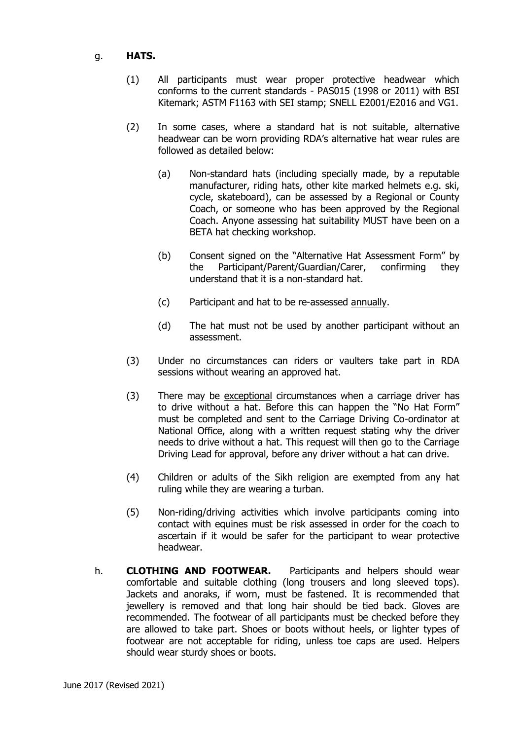g. **HATS.**

(1) All participants must wear proper protective headwear which conforms to the current standards - PAS015 (1998 or 2011) with BSI Kitemark; ASTM F1163 with SEI stamp; SNELL E2001/E2016 and VG1.

(2) In some cases, where a standard hat is not suitable, alternative headwear can be worn providing RDA's alternative hat wear rules are followed as detailed below:

(a) Non-standard hats (including specially made, by a reputable manufacturer, riding hats, other kite marked helmets e.g. ski, cycle, skateboard), can be assessed by a Regional or County Coach, or someone who has been approved by the Regional Coach. Anyone assessing hat suitability MUST have been on a BETA hat checking workshop.

(b) Consent signed on the "Alternative Hat Assessment Form" by the Participant/Parent/Guardian/Carer, confirming they understand that it is a non-standard hat.

(c) Participant and hat to be re-assessed <u>annually</u>.

(d) The hat must not be used by another participant without an assessment.

(3) Under no circumstances can riders or vaulters take part in RDA sessions without wearing an approved hat.

(3) There may be <u>exceptional</u> circumstances when a carriage driver has to drive without a hat. Before this can happen the "No Hat Form" must be completed and sent to the Carriage Driving Co-ordinator at National Office, along with a written request stating why the driver needs to drive without a hat. This request will then go to the Carriage Driving Lead for approval, before any driver without a hat can drive.

(4) Children or adults of the Sikh religion are exempted from any hat ruling while they are wearing a turban.

(5) Non-riding/driving activities which involve participants coming into contact with equines must be risk assessed in order for the coach to ascertain if it would be safer for the participant to wear protective headwear.

h. **CLOTHING AND FOOTWEAR.** Participants and helpers should wear comfortable and suitable clothing (long trousers and long sleeved tops). Jackets and anoraks, if worn, must be fastened. It is recommended that jewellery is removed and that long hair should be tied back. Gloves are recommended. The footwear of all participants must be checked before they are allowed to take part. Shoes or boots without heels, or lighter types of footwear are not acceptable for riding, unless toe caps are used. Helpers should wear sturdy shoes or boots.

June 2017 (Revised 2021)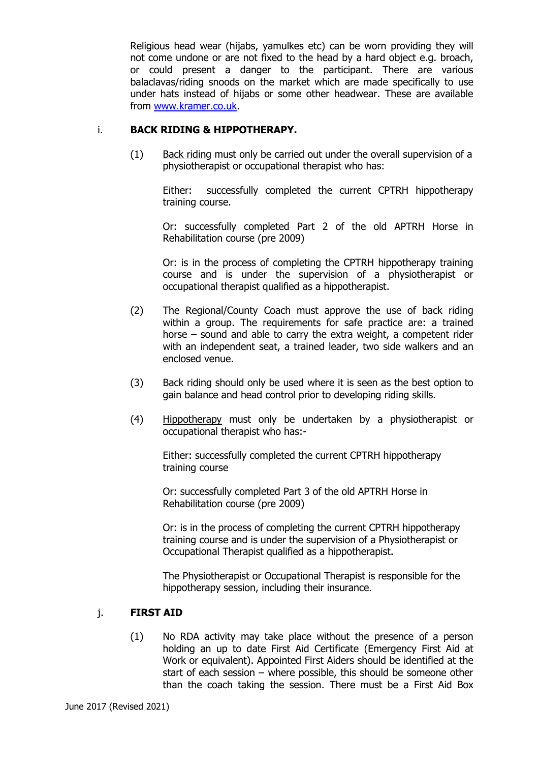Religious head wear (hijabs, yamulkes etc) can be worn providing they will not come undone or are not fixed to the head by a hard object e.g. broach, or could present a danger to the participant. There are various balaclavas/riding snoods on the market which are made specifically to use under hats instead of hijabs or some other headwear. These are available from [www.kramer.co.uk](http://www.kramer.co.uk).

i. **BACK RIDING & HIPPOTHERAPY.**

(1) Back riding must only be carried out under the overall supervision of a physiotherapist or occupational therapist who has:

Either: successfully completed the current CPTRH hippotherapy training course.

Or: successfully completed Part 2 of the old APTRH Horse in Rehabilitation course (pre 2009)

Or: is in the process of completing the CPTRH hippotherapy training course and is under the supervision of a physiotherapist or occupational therapist qualified as a hippotherapist.

(2) The Regional/County Coach must approve the use of back riding within a group. The requirements for safe practice are: a trained horse – sound and able to carry the extra weight, a competent rider with an independent seat, a trained leader, two side walkers and an enclosed venue.

(3) Back riding should only be used where it is seen as the best option to gain balance and head control prior to developing riding skills.

(4) Hippotherapy must only be undertaken by a physiotherapist or occupational therapist who has:-

Either: successfully completed the current CPTRH hippotherapy training course

Or: successfully completed Part 3 of the old APTRH Horse in Rehabilitation course (pre 2009)

Or: is in the process of completing the current CPTRH hippotherapy training course and is under the supervision of a Physiotherapist or Occupational Therapist qualified as a hippotherapist.

The Physiotherapist or Occupational Therapist is responsible for the hippotherapy session, including their insurance.

j. **FIRST AID**

(1) No RDA activity may take place without the presence of a person holding an up to date First Aid Certificate (Emergency First Aid at Work or equivalent). Appointed First Aiders should be identified at the start of each session – where possible, this should be someone other than the coach taking the session. There must be a First Aid Box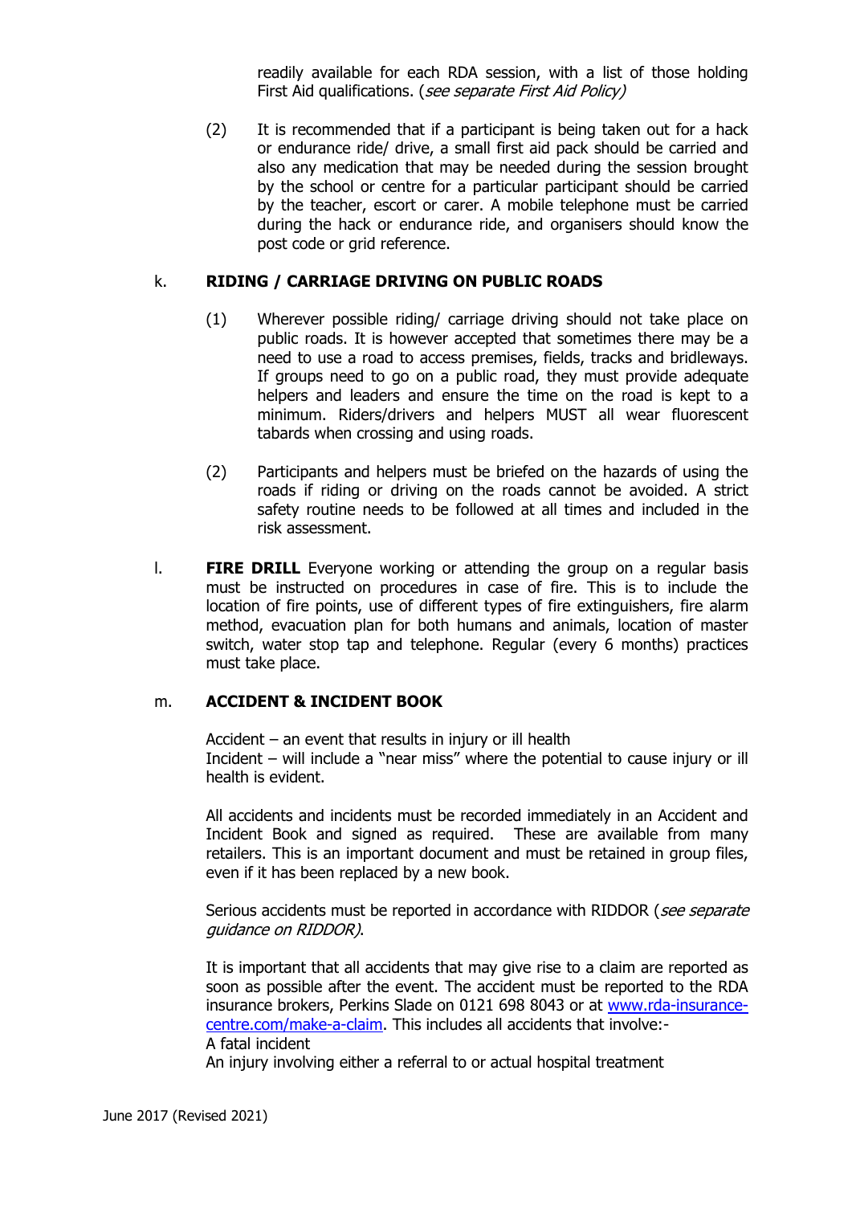readily available for each RDA session, with a list of those holding First Aid qualifications. (*see separate First Aid Policy)*

(2) It is recommended that if a participant is being taken out for a hack or endurance ride/ drive, a small first aid pack should be carried and also any medication that may be needed during the session brought by the school or centre for a particular participant should be carried by the teacher, escort or carer. A mobile telephone must be carried during the hack or endurance ride, and organisers should know the post code or grid reference.

k. **RIDING / CARRIAGE DRIVING ON PUBLIC ROADS**

(1) Wherever possible riding/ carriage driving should not take place on public roads. It is however accepted that sometimes there may be a need to use a road to access premises, fields, tracks and bridleways. If groups need to go on a public road, they must provide adequate helpers and leaders and ensure the time on the road is kept to a minimum. Riders/drivers and helpers MUST all wear fluorescent tabards when crossing and using roads.

(2) Participants and helpers must be briefed on the hazards of using the roads if riding or driving on the roads cannot be avoided. A strict safety routine needs to be followed at all times and included in the risk assessment.

l. **FIRE DRILL** Everyone working or attending the group on a regular basis must be instructed on procedures in case of fire. This is to include the location of fire points, use of different types of fire extinguishers, fire alarm method, evacuation plan for both humans and animals, location of master switch, water stop tap and telephone. Regular (every 6 months) practices must take place.

m. **ACCIDENT & INCIDENT BOOK**

Accident – an event that results in injury or ill health
Incident – will include a "near miss" where the potential to cause injury or ill health is evident.

All accidents and incidents must be recorded immediately in an Accident and Incident Book and signed as required. These are available from many retailers. This is an important document and must be retained in group files, even if it has been replaced by a new book.

Serious accidents must be reported in accordance with RIDDOR (*see separate guidance on RIDDOR)*.

It is important that all accidents that may give rise to a claim are reported as soon as possible after the event. The accident must be reported to the RDA insurance brokers, Perkins Slade on 0121 698 8043 or at [www.rda-insurance-centre.com/make-a-claim](www.rda-insurance-centre.com/make-a-claim). This includes all accidents that involve:-
A fatal incident
An injury involving either a referral to or actual hospital treatment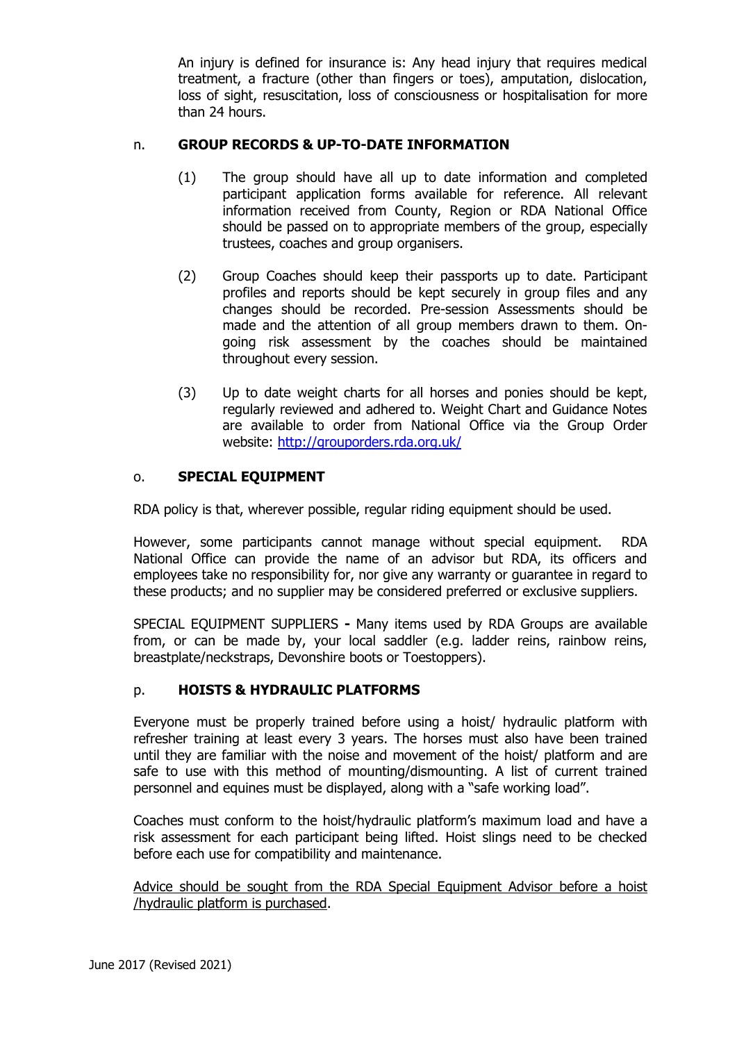An injury is defined for insurance is: Any head injury that requires medical treatment, a fracture (other than fingers or toes), amputation, dislocation, loss of sight, resuscitation, loss of consciousness or hospitalisation for more than 24 hours.

n. **GROUP RECORDS & UP-TO-DATE INFORMATION**

(1) The group should have all up to date information and completed participant application forms available for reference. All relevant information received from County, Region or RDA National Office should be passed on to appropriate members of the group, especially trustees, coaches and group organisers.

(2) Group Coaches should keep their passports up to date. Participant profiles and reports should be kept securely in group files and any changes should be recorded. Pre-session Assessments should be made and the attention of all group members drawn to them. On-going risk assessment by the coaches should be maintained throughout every session.

(3) Up to date weight charts for all horses and ponies should be kept, regularly reviewed and adhered to. Weight Chart and Guidance Notes are available to order from National Office via the Group Order website: [http://grouporders.rda.org.uk/](http://grouporders.rda.org.uk/)

o. **SPECIAL EQUIPMENT**

RDA policy is that, wherever possible, regular riding equipment should be used.

However, some participants cannot manage without special equipment. RDA National Office can provide the name of an advisor but RDA, its officers and employees take no responsibility for, nor give any warranty or guarantee in regard to these products; and no supplier may be considered preferred or exclusive suppliers.

SPECIAL EQUIPMENT SUPPLIERS **-** Many items used by RDA Groups are available from, or can be made by, your local saddler (e.g. ladder reins, rainbow reins, breastplate/neckstraps, Devonshire boots or Toestoppers).

p. **HOISTS & HYDRAULIC PLATFORMS**

Everyone must be properly trained before using a hoist/ hydraulic platform with refresher training at least every 3 years. The horses must also have been trained until they are familiar with the noise and movement of the hoist/ platform and are safe to use with this method of mounting/dismounting. A list of current trained personnel and equines must be displayed, along with a "safe working load".

Coaches must conform to the hoist/hydraulic platform's maximum load and have a risk assessment for each participant being lifted. Hoist slings need to be checked before each use for compatibility and maintenance.

<u>Advice should be sought from the RDA Special Equipment Advisor before a hoist /hydraulic platform is purchased</u>.

June 2017 (Revised 2021)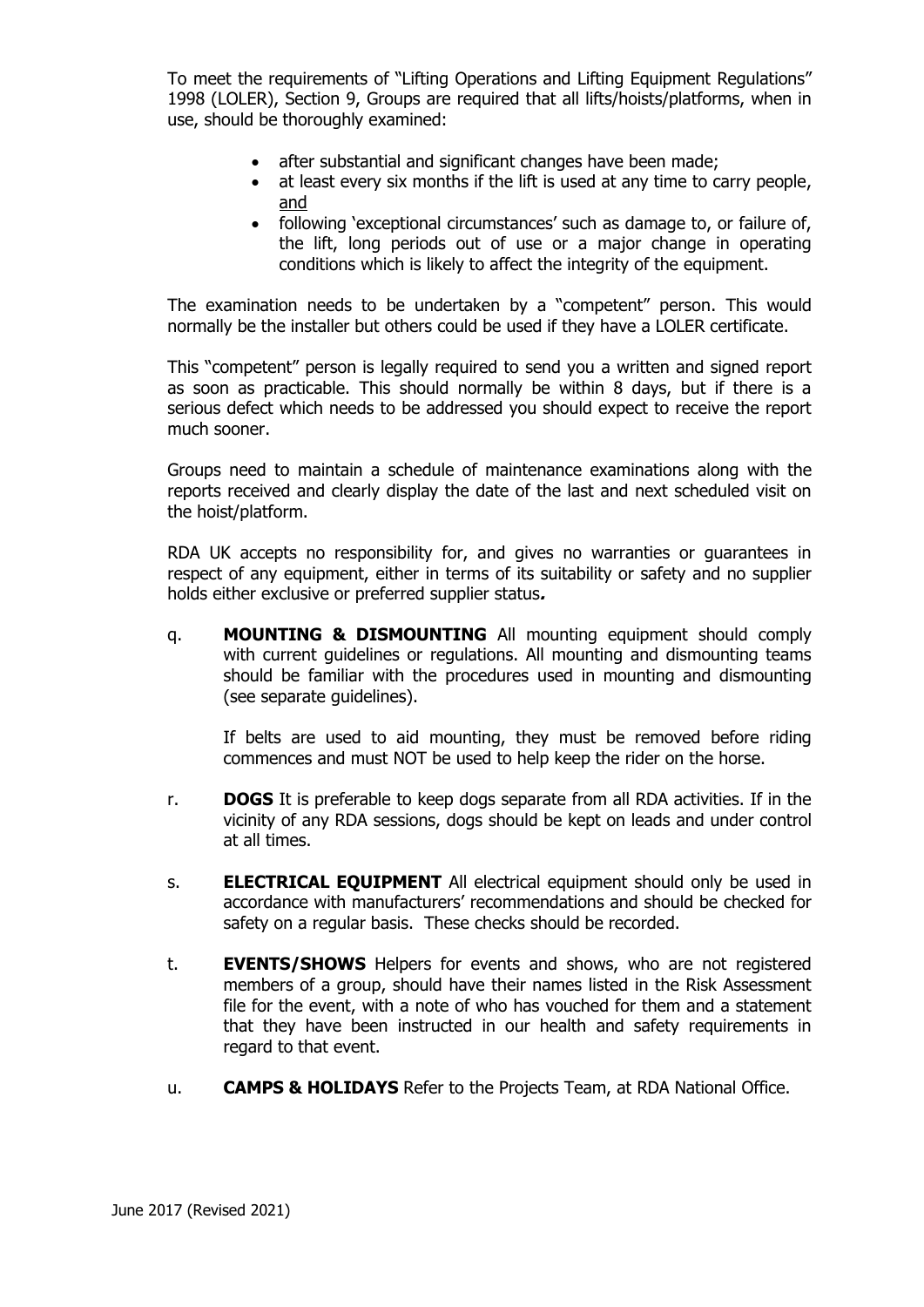To meet the requirements of "Lifting Operations and Lifting Equipment Regulations" 1998 (LOLER), Section 9, Groups are required that all lifts/hoists/platforms, when in use, should be thoroughly examined:

- after substantial and significant changes have been made;
- at least every six months if the lift is used at any time to carry people, and
- following 'exceptional circumstances' such as damage to, or failure of, the lift, long periods out of use or a major change in operating conditions which is likely to affect the integrity of the equipment.

The examination needs to be undertaken by a "competent" person. This would normally be the installer but others could be used if they have a LOLER certificate.

This "competent" person is legally required to send you a written and signed report as soon as practicable. This should normally be within 8 days, but if there is a serious defect which needs to be addressed you should expect to receive the report much sooner.

Groups need to maintain a schedule of maintenance examinations along with the reports received and clearly display the date of the last and next scheduled visit on the hoist/platform.

RDA UK accepts no responsibility for, and gives no warranties or guarantees in respect of any equipment, either in terms of its suitability or safety and no supplier holds either exclusive or preferred supplier status***.***

q. **MOUNTING & DISMOUNTING** All mounting equipment should comply with current guidelines or regulations. All mounting and dismounting teams should be familiar with the procedures used in mounting and dismounting (see separate guidelines).

   If belts are used to aid mounting, they must be removed before riding commences and must NOT be used to help keep the rider on the horse.

r. **DOGS** It is preferable to keep dogs separate from all RDA activities. If in the vicinity of any RDA sessions, dogs should be kept on leads and under control at all times.

s. **ELECTRICAL EQUIPMENT** All electrical equipment should only be used in accordance with manufacturers' recommendations and should be checked for safety on a regular basis. These checks should be recorded.

t. **EVENTS/SHOWS** Helpers for events and shows, who are not registered members of a group, should have their names listed in the Risk Assessment file for the event, with a note of who has vouched for them and a statement that they have been instructed in our health and safety requirements in regard to that event.

u. **CAMPS & HOLIDAYS** Refer to the Projects Team, at RDA National Office.

June 2017 (Revised 2021)